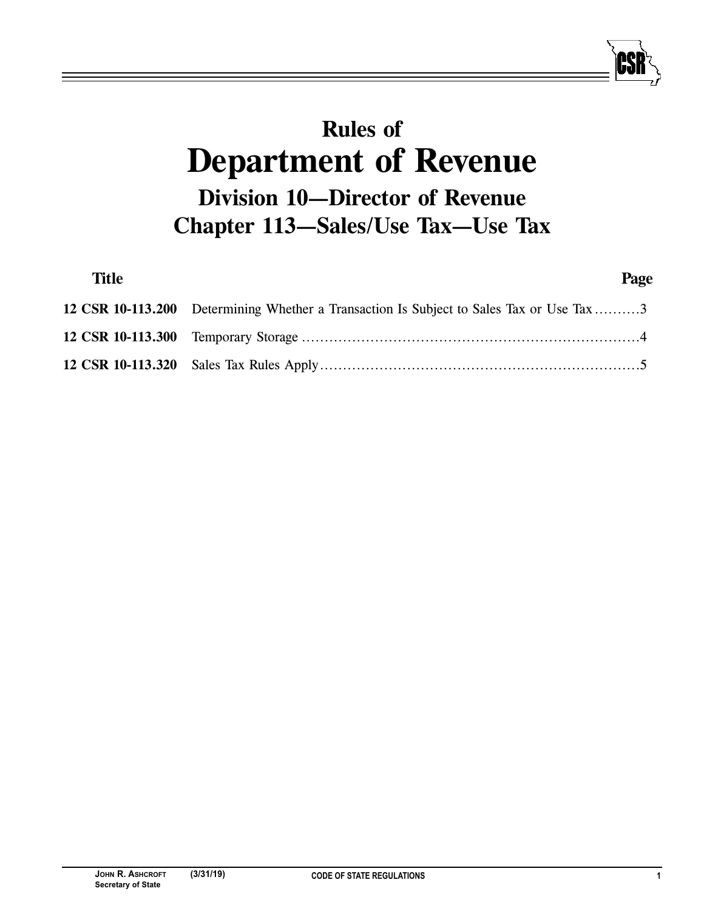# Rules of
# Department of Revenue
## Division 10—Director of Revenue
## Chapter 113—Sales/Use Tax—Use Tax

| Title | | Page |
|---|---|---|
| **12 CSR 10-113.200** | Determining Whether a Transaction Is Subject to Sales Tax or Use Tax | 3 |
| **12 CSR 10-113.300** | Temporary Storage | 4 |
| **12 CSR 10-113.320** | Sales Tax Rules Apply | 5 |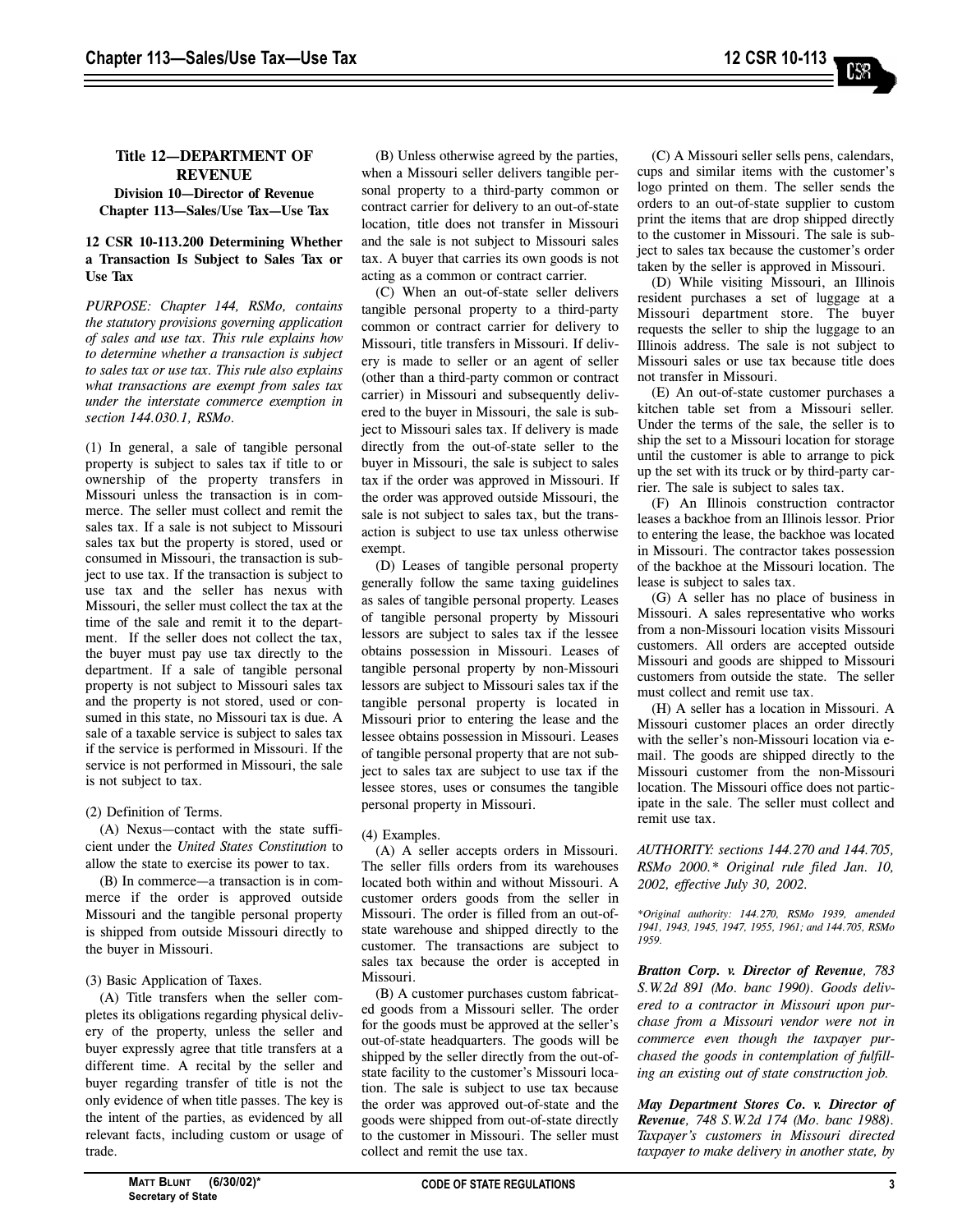**Title 12—DEPARTMENT OF REVENUE**
**Division 10—Director of Revenue**
**Chapter 113—Sales/Use Tax—Use Tax**

**12 CSR 10-113.200 Determining Whether a Transaction Is Subject to Sales Tax or Use Tax**

*PURPOSE: Chapter 144, RSMo, contains the statutory provisions governing application of sales and use tax. This rule explains how to determine whether a transaction is subject to sales tax or use tax. This rule also explains what transactions are exempt from sales tax under the interstate commerce exemption in section 144.030.1, RSMo.*

(1) In general, a sale of tangible personal property is subject to sales tax if title to or ownership of the property transfers in Missouri unless the transaction is in commerce. The seller must collect and remit the sales tax. If a sale is not subject to Missouri sales tax but the property is stored, used or consumed in Missouri, the transaction is subject to use tax. If the transaction is subject to use tax and the seller has nexus with Missouri, the seller must collect the tax at the time of the sale and remit it to the department. If the seller does not collect the tax, the buyer must pay use tax directly to the department. If a sale of tangible personal property is not subject to Missouri sales tax and the property is not stored, used or consumed in this state, no Missouri tax is due. A sale of a taxable service is subject to sales tax if the service is performed in Missouri. If the service is not performed in Missouri, the sale is not subject to tax.

(2) Definition of Terms.

(A) Nexus—contact with the state sufficient under the *United States Constitution* to allow the state to exercise its power to tax.

(B) In commerce—a transaction is in commerce if the order is approved outside Missouri and the tangible personal property is shipped from outside Missouri directly to the buyer in Missouri.

(3) Basic Application of Taxes.

(A) Title transfers when the seller completes its obligations regarding physical delivery of the property, unless the seller and buyer expressly agree that title transfers at a different time. A recital by the seller and buyer regarding transfer of title is not the only evidence of when title passes. The key is the intent of the parties, as evidenced by all relevant facts, including custom or usage of trade.

(B) Unless otherwise agreed by the parties, when a Missouri seller delivers tangible personal property to a third-party common or contract carrier for delivery to an out-of-state location, title does not transfer in Missouri and the sale is not subject to Missouri sales tax. A buyer that carries its own goods is not acting as a common or contract carrier.

(C) When an out-of-state seller delivers tangible personal property to a third-party common or contract carrier for delivery to Missouri, title transfers in Missouri. If delivery is made to seller or an agent of seller (other than a third-party common or contract carrier) in Missouri and subsequently delivered to the buyer in Missouri, the sale is subject to Missouri sales tax. If delivery is made directly from the out-of-state seller to the buyer in Missouri, the sale is subject to sales tax if the order was approved in Missouri. If the order was approved outside Missouri, the sale is not subject to sales tax, but the transaction is subject to use tax unless otherwise exempt.

(D) Leases of tangible personal property generally follow the same taxing guidelines as sales of tangible personal property. Leases of tangible personal property by Missouri lessors are subject to sales tax if the lessee obtains possession in Missouri. Leases of tangible personal property by non-Missouri lessors are subject to Missouri sales tax if the tangible personal property is located in Missouri prior to entering the lease and the lessee obtains possession in Missouri. Leases of tangible personal property that are not subject to sales tax are subject to use tax if the lessee stores, uses or consumes the tangible personal property in Missouri.

(4) Examples.

(A) A seller accepts orders in Missouri. The seller fills orders from its warehouses located both within and without Missouri. A customer orders goods from the seller in Missouri. The order is filled from an out-of-state warehouse and shipped directly to the customer. The transactions are subject to sales tax because the order is accepted in Missouri.

(B) A customer purchases custom fabricated goods from a Missouri seller. The order for the goods must be approved at the seller's out-of-state headquarters. The goods will be shipped by the seller directly from the out-of-state facility to the customer's Missouri location. The sale is subject to use tax because the order was approved out-of-state and the goods were shipped from out-of-state directly to the customer in Missouri. The seller must collect and remit the use tax.

(C) A Missouri seller sells pens, calendars, cups and similar items with the customer's logo printed on them. The seller sends the orders to an out-of-state supplier to custom print the items that are drop shipped directly to the customer in Missouri. The sale is subject to sales tax because the customer's order taken by the seller is approved in Missouri.

(D) While visiting Missouri, an Illinois resident purchases a set of luggage at a Missouri department store. The buyer requests the seller to ship the luggage to an Illinois address. The sale is not subject to Missouri sales or use tax because title does not transfer in Missouri.

(E) An out-of-state customer purchases a kitchen table set from a Missouri seller. Under the terms of the sale, the seller is to ship the set to a Missouri location for storage until the customer is able to arrange to pick up the set with its truck or by third-party carrier. The sale is subject to sales tax.

(F) An Illinois construction contractor leases a backhoe from an Illinois lessor. Prior to entering the lease, the backhoe was located in Missouri. The contractor takes possession of the backhoe at the Missouri location. The lease is subject to sales tax.

(G) A seller has no place of business in Missouri. A sales representative who works from a non-Missouri location visits Missouri customers. All orders are accepted outside Missouri and goods are shipped to Missouri customers from outside the state. The seller must collect and remit use tax.

(H) A seller has a location in Missouri. A Missouri customer places an order directly with the seller's non-Missouri location via e-mail. The goods are shipped directly to the Missouri customer from the non-Missouri location. The Missouri office does not participate in the sale. The seller must collect and remit use tax.

*AUTHORITY: sections 144.270 and 144.705, RSMo 2000.\* Original rule filed Jan. 10, 2002, effective July 30, 2002.*

*\*Original authority: 144.270, RSMo 1939, amended 1941, 1943, 1945, 1947, 1955, 1961; and 144.705, RSMo 1959.*

***Bratton Corp. v. Director of Revenue**, 783 S.W.2d 891 (Mo. banc 1990). Goods delivered to a contractor in Missouri upon purchase from a Missouri vendor were not in commerce even though the taxpayer purchased the goods in contemplation of fulfilling an existing out of state construction job.*

***May Department Stores Co. v. Director of Revenue**, 748 S.W.2d 174 (Mo. banc 1988). Taxpayer's customers in Missouri directed taxpayer to make delivery in another state, by*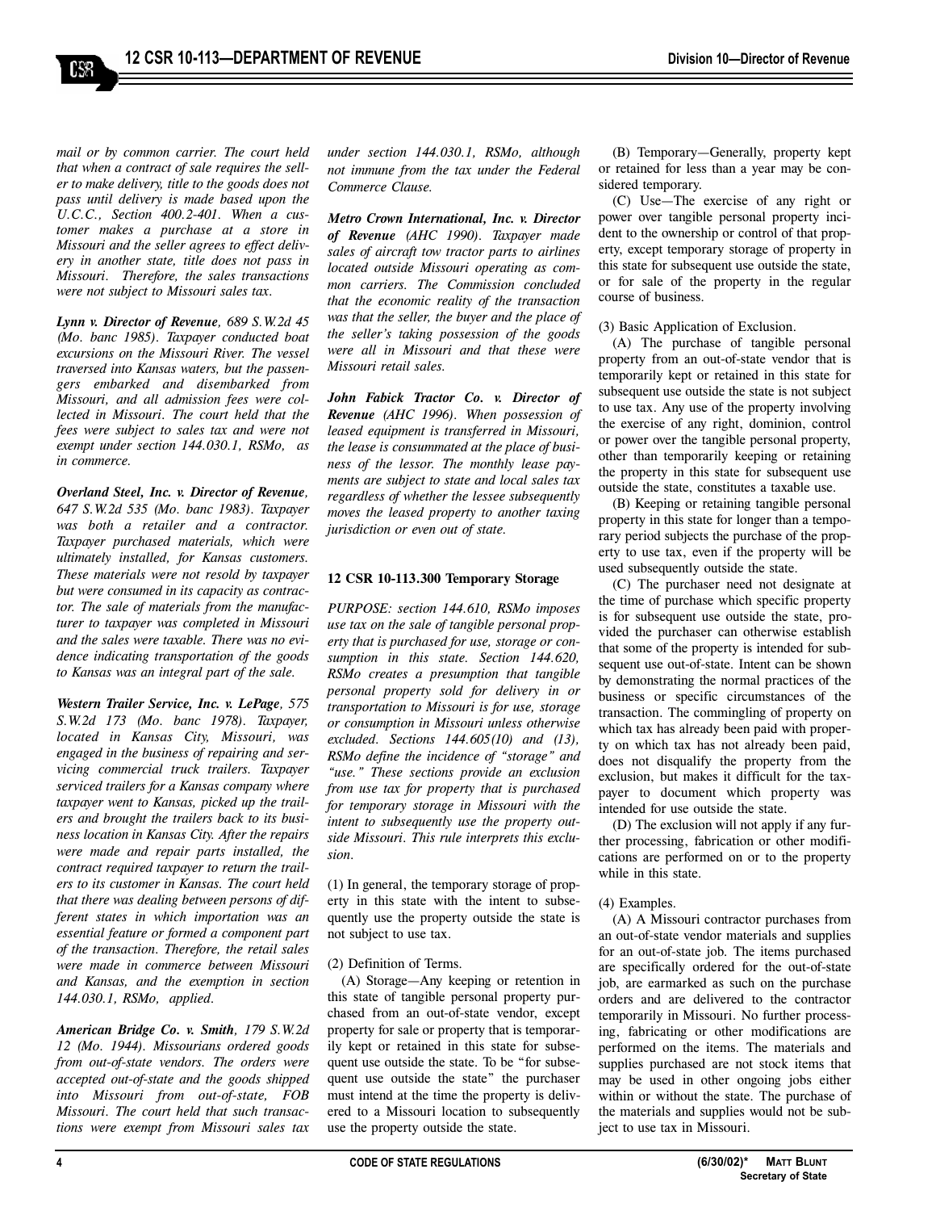*mail or by common carrier. The court held that when a contract of sale requires the seller to make delivery, title to the goods does not pass until delivery is made based upon the U.C.C., Section 400.2-401. When a customer makes a purchase at a store in Missouri and the seller agrees to effect delivery in another state, title does not pass in Missouri. Therefore, the sales transactions were not subject to Missouri sales tax.*

***Lynn v. Director of Revenue**, 689 S.W.2d 45 (Mo. banc 1985). Taxpayer conducted boat excursions on the Missouri River. The vessel traversed into Kansas waters, but the passengers embarked and disembarked from Missouri, and all admission fees were collected in Missouri. The court held that the fees were subject to sales tax and were not exempt under section 144.030.1, RSMo, as in commerce.*

***Overland Steel, Inc. v. Director of Revenue**, 647 S.W.2d 535 (Mo. banc 1983). Taxpayer was both a retailer and a contractor. Taxpayer purchased materials, which were ultimately installed, for Kansas customers. These materials were not resold by taxpayer but were consumed in its capacity as contractor. The sale of materials from the manufacturer to taxpayer was completed in Missouri and the sales were taxable. There was no evidence indicating transportation of the goods to Kansas was an integral part of the sale.*

***Western Trailer Service, Inc. v. LePage**, 575 S.W.2d 173 (Mo. banc 1978). Taxpayer, located in Kansas City, Missouri, was engaged in the business of repairing and servicing commercial truck trailers. Taxpayer serviced trailers for a Kansas company where taxpayer went to Kansas, picked up the trailers and brought the trailers back to its business location in Kansas City. After the repairs were made and repair parts installed, the contract required taxpayer to return the trailers to its customer in Kansas. The court held that there was dealing between persons of different states in which importation was an essential feature or formed a component part of the transaction. Therefore, the retail sales were made in commerce between Missouri and Kansas, and the exemption in section 144.030.1, RSMo, applied.*

***American Bridge Co. v. Smith**, 179 S.W.2d 12 (Mo. 1944). Missourians ordered goods from out-of-state vendors. The orders were accepted out-of-state and the goods shipped into Missouri from out-of-state, FOB Missouri. The court held that such transactions were exempt from Missouri sales tax under section 144.030.1, RSMo, although not immune from the tax under the Federal Commerce Clause.*

***Metro Crown International, Inc. v. Director of Revenue** (AHC 1990). Taxpayer made sales of aircraft tow tractor parts to airlines located outside Missouri operating as common carriers. The Commission concluded that the economic reality of the transaction was that the seller, the buyer and the place of the seller's taking possession of the goods were all in Missouri and that these were Missouri retail sales.*

***John Fabick Tractor Co. v. Director of Revenue** (AHC 1996). When possession of leased equipment is transferred in Missouri, the lease is consummated at the place of business of the lessor. The monthly lease payments are subject to state and local sales tax regardless of whether the lessee subsequently moves the leased property to another taxing jurisdiction or even out of state.*

## 12 CSR 10-113.300 Temporary Storage

*PURPOSE: section 144.610, RSMo imposes use tax on the sale of tangible personal property that is purchased for use, storage or consumption in this state. Section 144.620, RSMo creates a presumption that tangible personal property sold for delivery in or transportation to Missouri is for use, storage or consumption in Missouri unless otherwise excluded. Sections 144.605(10) and (13), RSMo define the incidence of "storage" and "use." These sections provide an exclusion from use tax for property that is purchased for temporary storage in Missouri with the intent to subsequently use the property outside Missouri. This rule interprets this exclusion.*

(1) In general, the temporary storage of property in this state with the intent to subsequently use the property outside the state is not subject to use tax.

(2) Definition of Terms.

(A) Storage—Any keeping or retention in this state of tangible personal property purchased from an out-of-state vendor, except property for sale or property that is temporarily kept or retained in this state for subsequent use outside the state. To be "for subsequent use outside the state" the purchaser must intend at the time the property is delivered to a Missouri location to subsequently use the property outside the state.

(B) Temporary—Generally, property kept or retained for less than a year may be considered temporary.

(C) Use—The exercise of any right or power over tangible personal property incident to the ownership or control of that property, except temporary storage of property in this state for subsequent use outside the state, or for sale of the property in the regular course of business.

(3) Basic Application of Exclusion.

(A) The purchase of tangible personal property from an out-of-state vendor that is temporarily kept or retained in this state for subsequent use outside the state is not subject to use tax. Any use of the property involving the exercise of any right, dominion, control or power over the tangible personal property, other than temporarily keeping or retaining the property in this state for subsequent use outside the state, constitutes a taxable use.

(B) Keeping or retaining tangible personal property in this state for longer than a temporary period subjects the purchase of the property to use tax, even if the property will be used subsequently outside the state.

(C) The purchaser need not designate at the time of purchase which specific property is for subsequent use outside the state, provided the purchaser can otherwise establish that some of the property is intended for subsequent use out-of-state. Intent can be shown by demonstrating the normal practices of the business or specific circumstances of the transaction. The commingling of property on which tax has already been paid with property on which tax has not already been paid, does not disqualify the property from the exclusion, but makes it difficult for the taxpayer to document which property was intended for use outside the state.

(D) The exclusion will not apply if any further processing, fabrication or other modifications are performed on or to the property while in this state.

(4) Examples.

(A) A Missouri contractor purchases from an out-of-state vendor materials and supplies for an out-of-state job. The items purchased are specifically ordered for the out-of-state job, are earmarked as such on the purchase orders and are delivered to the contractor temporarily in Missouri. No further processing, fabricating or other modifications are performed on the items. The materials and supplies purchased are not stock items that may be used in other ongoing jobs either within or without the state. The purchase of the materials and supplies would not be subject to use tax in Missouri.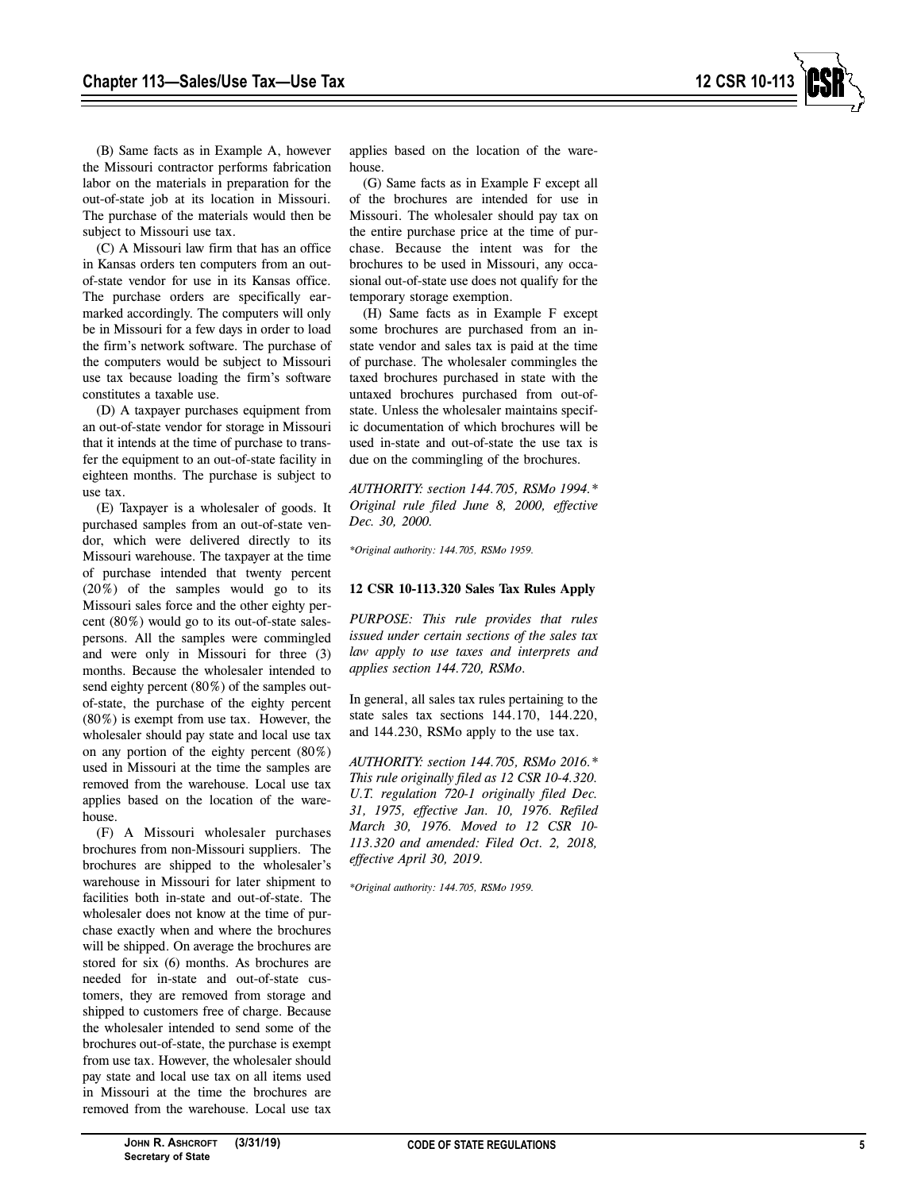(B) Same facts as in Example A, however the Missouri contractor performs fabrication labor on the materials in preparation for the out-of-state job at its location in Missouri. The purchase of the materials would then be subject to Missouri use tax.

(C) A Missouri law firm that has an office in Kansas orders ten computers from an out-of-state vendor for use in its Kansas office. The purchase orders are specifically earmarked accordingly. The computers will only be in Missouri for a few days in order to load the firm's network software. The purchase of the computers would be subject to Missouri use tax because loading the firm's software constitutes a taxable use.

(D) A taxpayer purchases equipment from an out-of-state vendor for storage in Missouri that it intends at the time of purchase to transfer the equipment to an out-of-state facility in eighteen months. The purchase is subject to use tax.

(E) Taxpayer is a wholesaler of goods. It purchased samples from an out-of-state vendor, which were delivered directly to its Missouri warehouse. The taxpayer at the time of purchase intended that twenty percent (20%) of the samples would go to its Missouri sales force and the other eighty percent (80%) would go to its out-of-state salespersons. All the samples were commingled and were only in Missouri for three (3) months. Because the wholesaler intended to send eighty percent (80%) of the samples out-of-state, the purchase of the eighty percent (80%) is exempt from use tax. However, the wholesaler should pay state and local use tax on any portion of the eighty percent (80%) used in Missouri at the time the samples are removed from the warehouse. Local use tax applies based on the location of the warehouse.

(F) A Missouri wholesaler purchases brochures from non-Missouri suppliers. The brochures are shipped to the wholesaler's warehouse in Missouri for later shipment to facilities both in-state and out-of-state. The wholesaler does not know at the time of purchase exactly when and where the brochures will be shipped. On average the brochures are stored for six (6) months. As brochures are needed for in-state and out-of-state customers, they are removed from storage and shipped to customers free of charge. Because the wholesaler intended to send some of the brochures out-of-state, the purchase is exempt from use tax. However, the wholesaler should pay state and local use tax on all items used in Missouri at the time the brochures are removed from the warehouse. Local use tax applies based on the location of the warehouse.

(G) Same facts as in Example F except all of the brochures are intended for use in Missouri. The wholesaler should pay tax on the entire purchase price at the time of purchase. Because the intent was for the brochures to be used in Missouri, any occasional out-of-state use does not qualify for the temporary storage exemption.

(H) Same facts as in Example F except some brochures are purchased from an in-state vendor and sales tax is paid at the time of purchase. The wholesaler commingles the taxed brochures purchased in state with the untaxed brochures purchased from out-of-state. Unless the wholesaler maintains specific documentation of which brochures will be used in-state and out-of-state the use tax is due on the commingling of the brochures.

*AUTHORITY: section 144.705, RSMo 1994.\* Original rule filed June 8, 2000, effective Dec. 30, 2000.*

*\*Original authority: 144.705, RSMo 1959.*

**12 CSR 10-113.320 Sales Tax Rules Apply**

*PURPOSE: This rule provides that rules issued under certain sections of the sales tax law apply to use taxes and interprets and applies section 144.720, RSMo.*

In general, all sales tax rules pertaining to the state sales tax sections 144.170, 144.220, and 144.230, RSMo apply to the use tax.

*AUTHORITY: section 144.705, RSMo 2016.\* This rule originally filed as 12 CSR 10-4.320. U.T. regulation 720-1 originally filed Dec. 31, 1975, effective Jan. 10, 1976. Refiled March 30, 1976. Moved to 12 CSR 10-113.320 and amended: Filed Oct. 2, 2018, effective April 30, 2019.*

*\*Original authority: 144.705, RSMo 1959.*